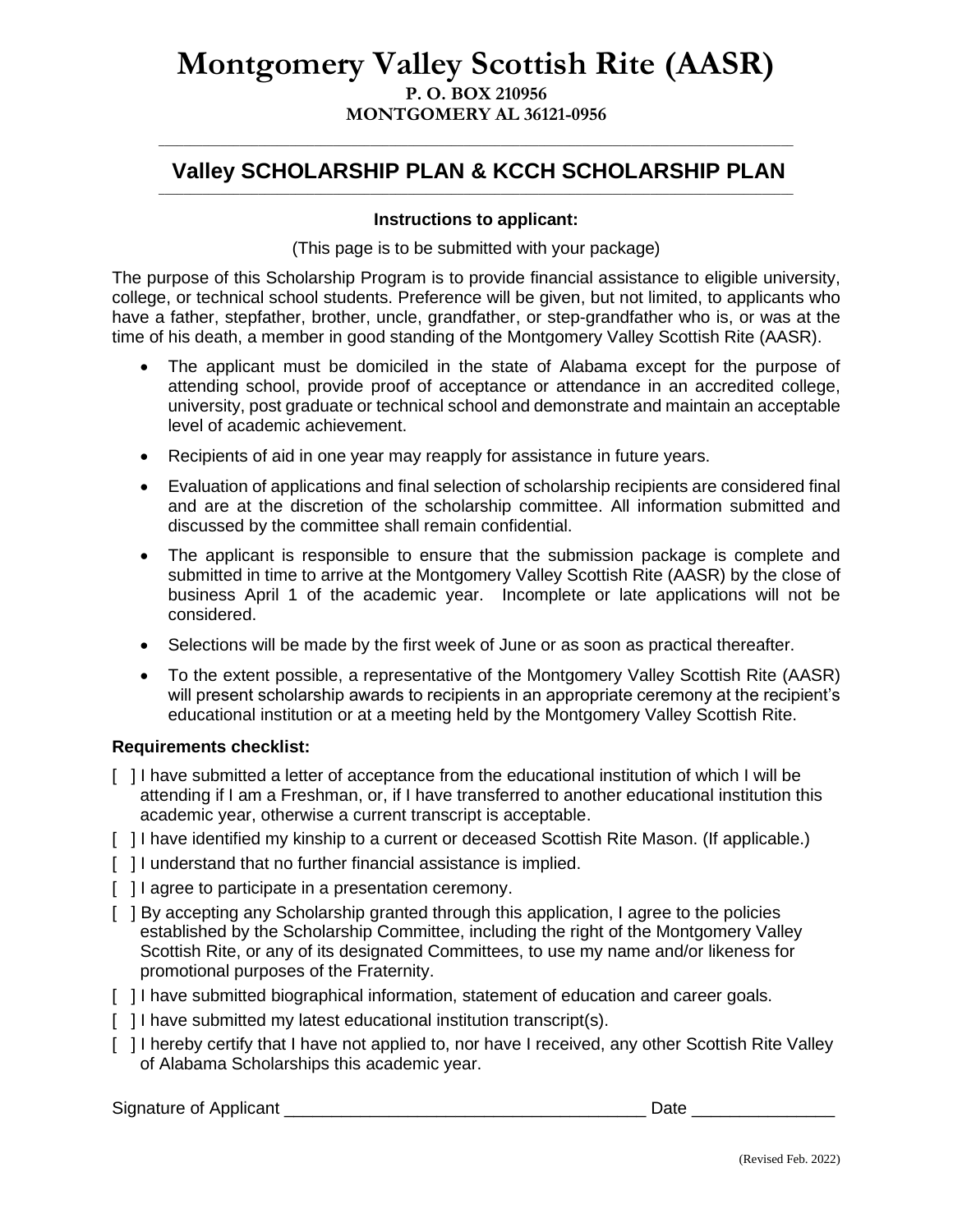# Montgomery Valley Scottish Rite (AASR)

**P. O. BOX 210956**
**MONTGOMERY AL 36121-0956**

---

## Valley SCHOLARSHIP PLAN & KCCH SCHOLARSHIP PLAN

---

**Instructions to applicant:**

(This page is to be submitted with your package)

The purpose of this Scholarship Program is to provide financial assistance to eligible university, college, or technical school students. Preference will be given, but not limited, to applicants who have a father, stepfather, brother, uncle, grandfather, or step-grandfather who is, or was at the time of his death, a member in good standing of the Montgomery Valley Scottish Rite (AASR).

- The applicant must be domiciled in the state of Alabama except for the purpose of attending school, provide proof of acceptance or attendance in an accredited college, university, post graduate or technical school and demonstrate and maintain an acceptable level of academic achievement.
- Recipients of aid in one year may reapply for assistance in future years.
- Evaluation of applications and final selection of scholarship recipients are considered final and are at the discretion of the scholarship committee. All information submitted and discussed by the committee shall remain confidential.
- The applicant is responsible to ensure that the submission package is complete and submitted in time to arrive at the Montgomery Valley Scottish Rite (AASR) by the close of business April 1 of the academic year. Incomplete or late applications will not be considered.
- Selections will be made by the first week of June or as soon as practical thereafter.
- To the extent possible, a representative of the Montgomery Valley Scottish Rite (AASR) will present scholarship awards to recipients in an appropriate ceremony at the recipient's educational institution or at a meeting held by the Montgomery Valley Scottish Rite.

**Requirements checklist:**

[ ] I have submitted a letter of acceptance from the educational institution of which I will be attending if I am a Freshman, or, if I have transferred to another educational institution this academic year, otherwise a current transcript is acceptable.

[ ] I have identified my kinship to a current or deceased Scottish Rite Mason. (If applicable.)

[ ] I understand that no further financial assistance is implied.

[ ] I agree to participate in a presentation ceremony.

[ ] By accepting any Scholarship granted through this application, I agree to the policies established by the Scholarship Committee, including the right of the Montgomery Valley Scottish Rite, or any of its designated Committees, to use my name and/or likeness for promotional purposes of the Fraternity.

[ ] I have submitted biographical information, statement of education and career goals.

[ ] I have submitted my latest educational institution transcript(s).

[ ] I hereby certify that I have not applied to, nor have I received, any other Scottish Rite Valley of Alabama Scholarships this academic year.

Signature of Applicant ______________________________________ Date _______________

(Revised Feb. 2022)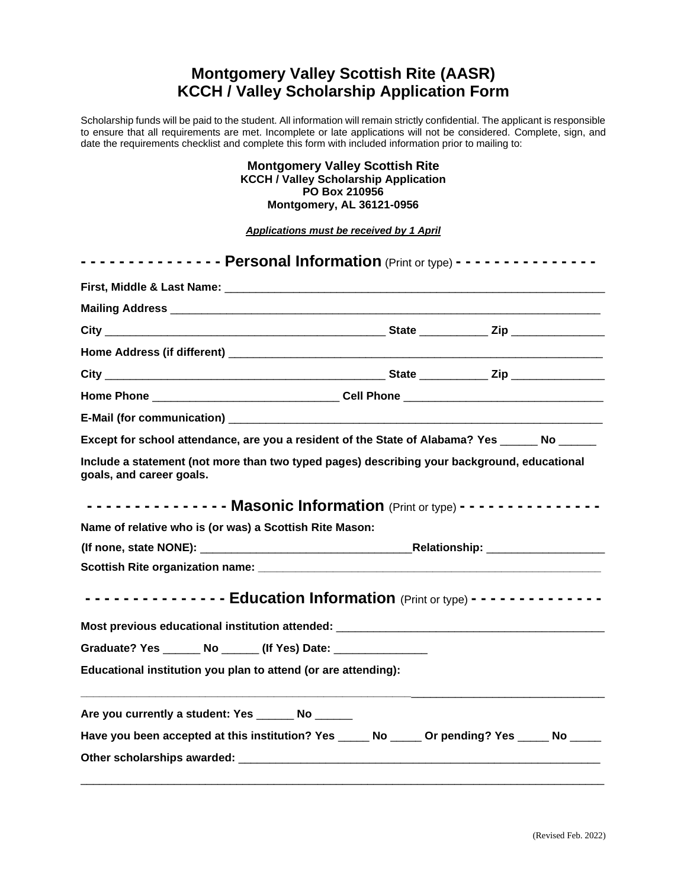# Montgomery Valley Scottish Rite (AASR)
# KCCH / Valley Scholarship Application Form

Scholarship funds will be paid to the student. All information will remain strictly confidential. The applicant is responsible to ensure that all requirements are met. Incomplete or late applications will not be considered. Complete, sign, and date the requirements checklist and complete this form with included information prior to mailing to:

**Montgomery Valley Scottish Rite**
**KCCH / Valley Scholarship Application**
**PO Box 210956**
**Montgomery, AL 36121-0956**

***Applications must be received by 1 April***

## - - - - - - - - - - - - - - Personal Information (Print or type) - - - - - - - - - - - - - -

**First, Middle & Last Name:** ______________________________________________________________

**Mailing Address** ______________________________________________________________________

**City** ____________________________________________ **State** __________ **Zip** ______________

**Home Address (if different)** _____________________________________________________________

**City** ____________________________________________ **State** __________ **Zip** ______________

**Home Phone** _____________________________ **Cell Phone** _______________________________

**E-Mail (for communication)** _____________________________________________________________

**Except for school attendance, are you a resident of the State of Alabama? Yes ______ No ______**

**Include a statement (not more than two typed pages) describing your background, educational goals, and career goals.**

## - - - - - - - - - - - - - - Masonic Information (Print or type) - - - - - - - - - - - - - -

**Name of relative who is (or was) a Scottish Rite Mason:**

**(If none, state NONE):** _________________________________**Relationship:** __________________

**Scottish Rite organization name:** ________________________________________________________

## - - - - - - - - - - - - - - Education Information (Print or type) - - - - - - - - - - - - - -

**Most previous educational institution attended:** ____________________________________________

**Graduate? Yes ______ No ______ (If Yes) Date:** ______________

**Educational institution you plan to attend (or are attending):**

_____________________________________________________________________________________

**Are you currently a student: Yes ______ No ______**

**Have you been accepted at this institution? Yes _____ No _____ Or pending? Yes _____ No _____**

**Other scholarships awarded:** ____________________________________________________________

_____________________________________________________________________________________

(Revised Feb. 2022)